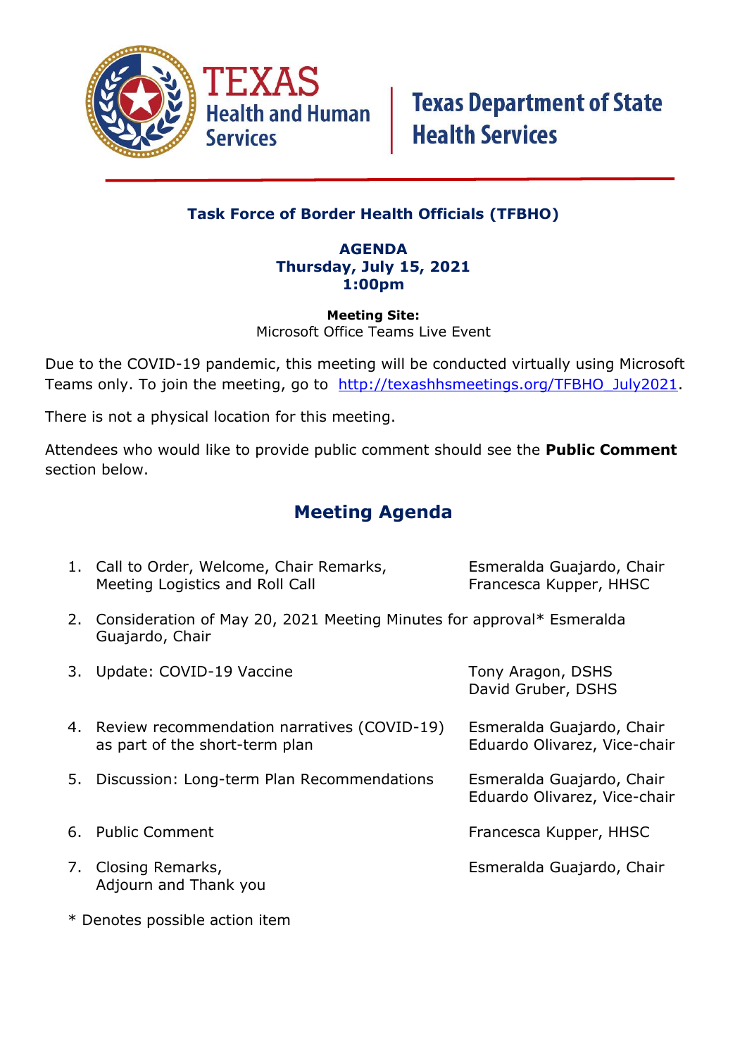Texas Health and Human Services | Texas Department of State Health Services

## Task Force of Border Health Officials (TFBHO)

**AGENDA**
**Thursday, July 15, 2021**
**1:00pm**

**Meeting Site:**
Microsoft Office Teams Live Event

Due to the COVID-19 pandemic, this meeting will be conducted virtually using Microsoft Teams only. To join the meeting, go to [http://texashhsmeetings.org/TFBHO_July2021](http://texashhsmeetings.org/TFBHO_July2021).

There is not a physical location for this meeting.

Attendees who would like to provide public comment should see the **Public Comment** section below.

## Meeting Agenda

1. Call to Order, Welcome, Chair Remarks, Meeting Logistics and Roll Call — Esmeralda Guajardo, Chair; Francesca Kupper, HHSC
2. Consideration of May 20, 2021 Meeting Minutes for approval* Esmeralda Guajardo, Chair
3. Update: COVID-19 Vaccine — Tony Aragon, DSHS; David Gruber, DSHS
4. Review recommendation narratives (COVID-19) as part of the short-term plan — Esmeralda Guajardo, Chair; Eduardo Olivarez, Vice-chair
5. Discussion: Long-term Plan Recommendations — Esmeralda Guajardo, Chair; Eduardo Olivarez, Vice-chair
6. Public Comment — Francesca Kupper, HHSC
7. Closing Remarks, Adjourn and Thank you — Esmeralda Guajardo, Chair

\* Denotes possible action item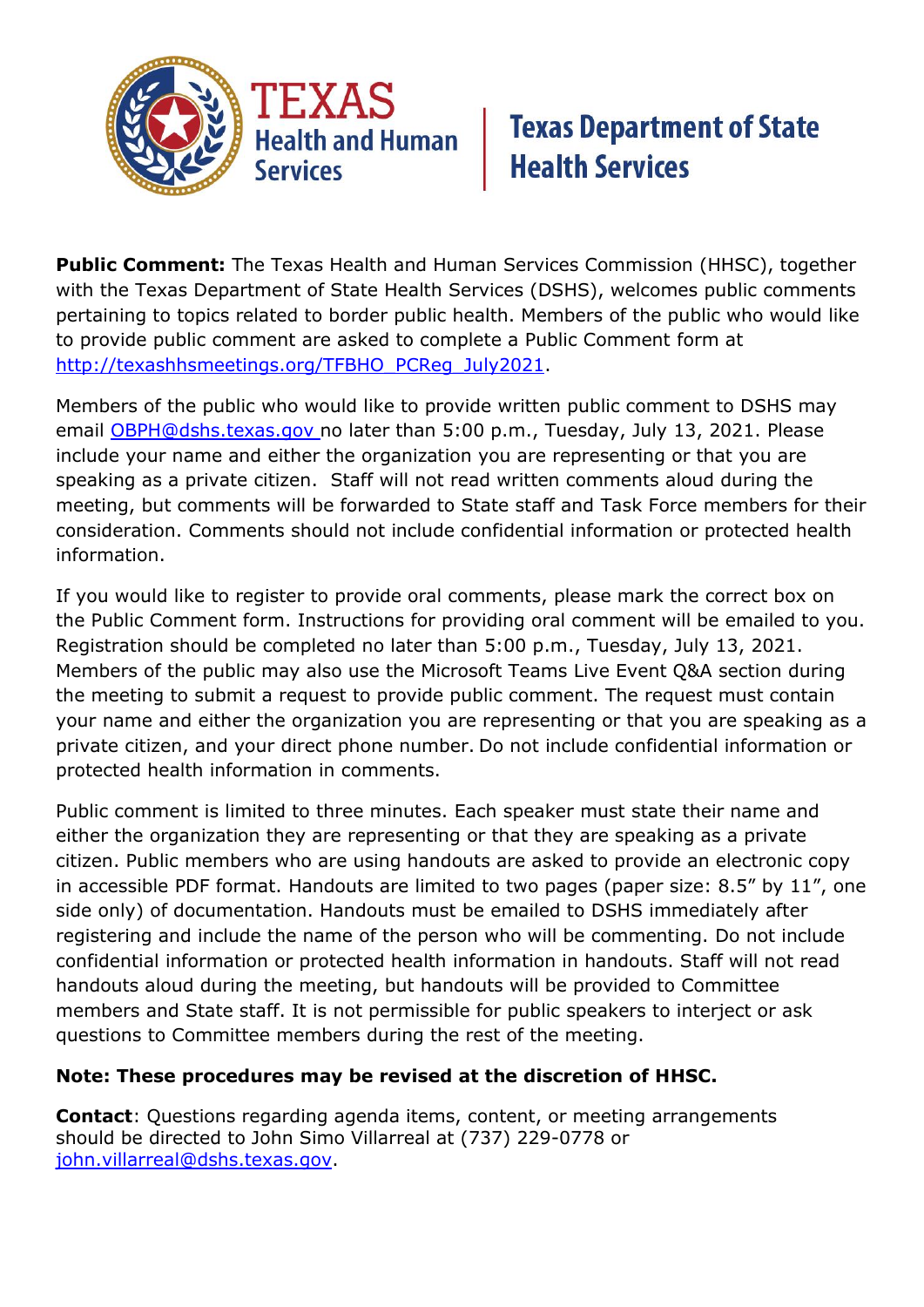**Public Comment:** The Texas Health and Human Services Commission (HHSC), together with the Texas Department of State Health Services (DSHS), welcomes public comments pertaining to topics related to border public health. Members of the public who would like to provide public comment are asked to complete a Public Comment form at http://texashhsmeetings.org/TFBHO_PCReg_July2021.

Members of the public who would like to provide written public comment to DSHS may email OBPH@dshs.texas.gov no later than 5:00 p.m., Tuesday, July 13, 2021. Please include your name and either the organization you are representing or that you are speaking as a private citizen. Staff will not read written comments aloud during the meeting, but comments will be forwarded to State staff and Task Force members for their consideration. Comments should not include confidential information or protected health information.

If you would like to register to provide oral comments, please mark the correct box on the Public Comment form. Instructions for providing oral comment will be emailed to you. Registration should be completed no later than 5:00 p.m., Tuesday, July 13, 2021. Members of the public may also use the Microsoft Teams Live Event Q&A section during the meeting to submit a request to provide public comment. The request must contain your name and either the organization you are representing or that you are speaking as a private citizen, and your direct phone number. Do not include confidential information or protected health information in comments.

Public comment is limited to three minutes. Each speaker must state their name and either the organization they are representing or that they are speaking as a private citizen. Public members who are using handouts are asked to provide an electronic copy in accessible PDF format. Handouts are limited to two pages (paper size: 8.5" by 11", one side only) of documentation. Handouts must be emailed to DSHS immediately after registering and include the name of the person who will be commenting. Do not include confidential information or protected health information in handouts. Staff will not read handouts aloud during the meeting, but handouts will be provided to Committee members and State staff. It is not permissible for public speakers to interject or ask questions to Committee members during the rest of the meeting.

**Note: These procedures may be revised at the discretion of HHSC.**

**Contact**: Questions regarding agenda items, content, or meeting arrangements should be directed to John Simo Villarreal at (737) 229-0778 or john.villarreal@dshs.texas.gov.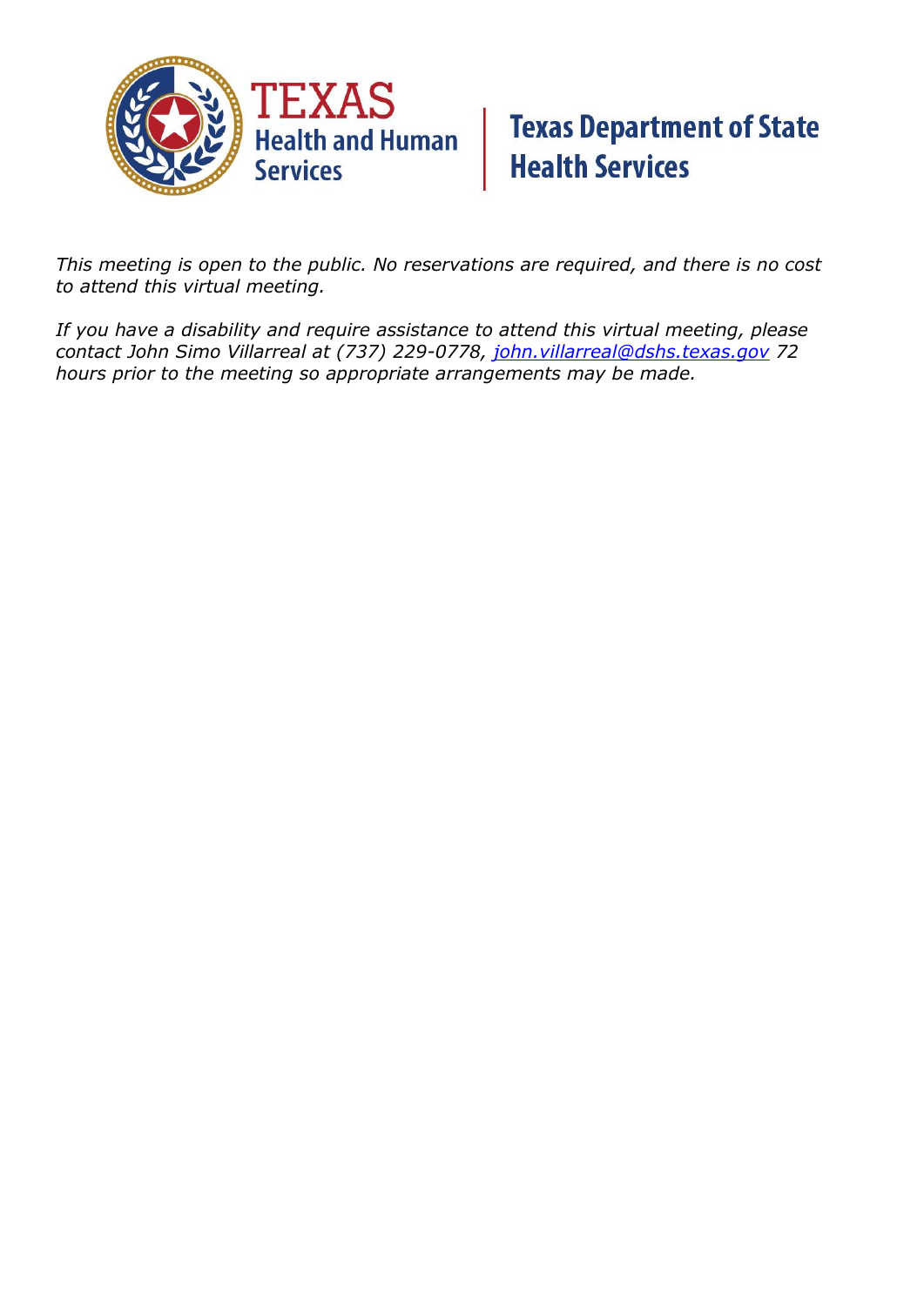*This meeting is open to the public. No reservations are required, and there is no cost to attend this virtual meeting.*

*If you have a disability and require assistance to attend this virtual meeting, please contact John Simo Villarreal at (737) 229-0778, [john.villarreal@dshs.texas.gov](mailto:john.villarreal@dshs.texas.gov) 72 hours prior to the meeting so appropriate arrangements may be made.*